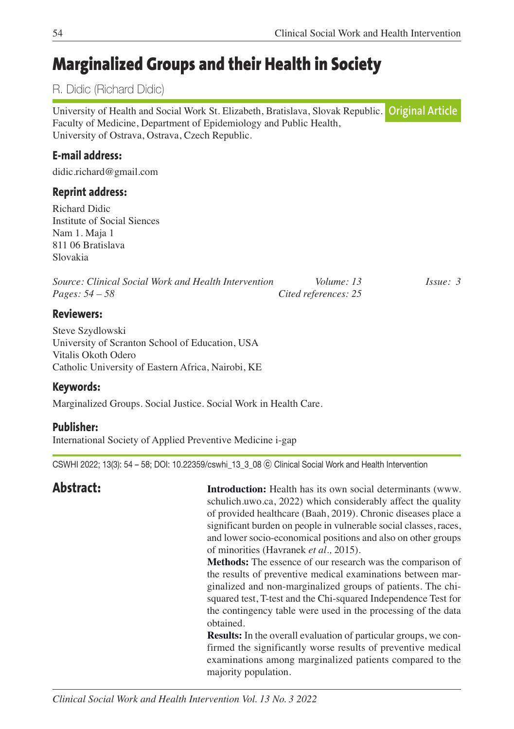# Marginalized Groups and their Health in Society

R. Didic (Richard Didic)

University of Health and Social Work St. Elizabeth, Bratislava, Slovak Republic.
Faculty of Medicine, Department of Epidemiology and Public Health,
University of Ostrava, Ostrava, Czech Republic.

**Original Article**

### E-mail address:

didic.richard@gmail.com

### Reprint address:

Richard Didic
Institute of Social Siences
Nam 1. Maja 1
811 06 Bratislava
Slovakia

*Source: Clinical Social Work and Health Intervention* *Volume: 13* *Issue: 3*
*Pages: 54 – 58* *Cited references: 25*

### Reviewers:

Steve Szydlowski
University of Scranton School of Education, USA
Vitalis Okoth Odero
Catholic University of Eastern Africa, Nairobi, KE

### Keywords:

Marginalized Groups. Social Justice. Social Work in Health Care.

### Publisher:

International Society of Applied Preventive Medicine i-gap

CSWHI 2022; 13(3): 54 – 58; DOI: 10.22359/cswhi_13_3_08 © Clinical Social Work and Health Intervention

## Abstract:

**Introduction:** Health has its own social determinants (www.schulich.uwo.ca, 2022) which considerably affect the quality of provided healthcare (Baah, 2019). Chronic diseases place a significant burden on people in vulnerable social classes, races, and lower socio-economical positions and also on other groups of minorities (Havranek *et al.,* 2015).

**Methods:** The essence of our research was the comparison of the results of preventive medical examinations between marginalized and non-marginalized groups of patients. The chi-squared test, T-test and the Chi-squared Independence Test for the contingency table were used in the processing of the data obtained.

**Results:** In the overall evaluation of particular groups, we confirmed the significantly worse results of preventive medical examinations among marginalized patients compared to the majority population.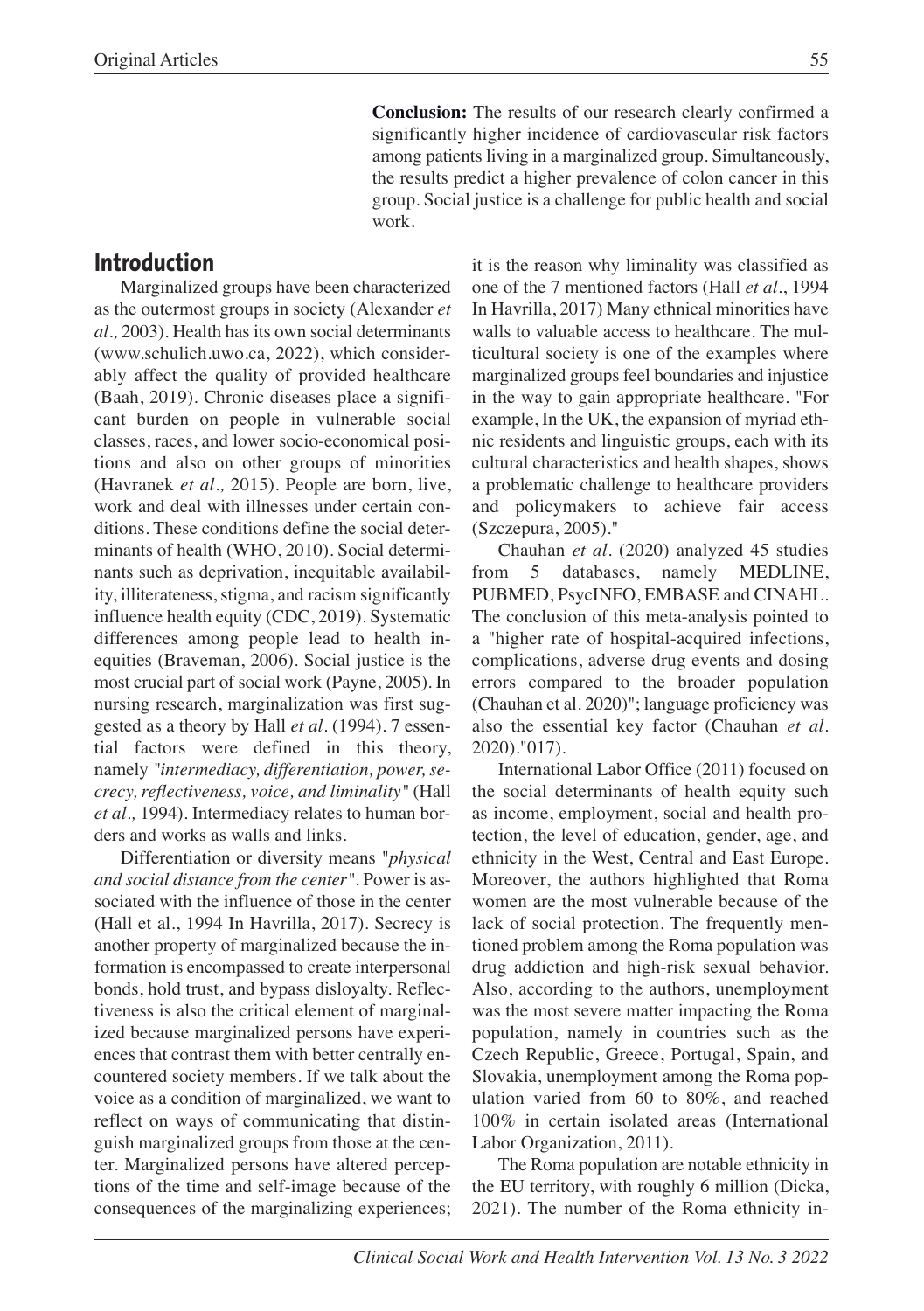**Conclusion:** The results of our research clearly confirmed a significantly higher incidence of cardiovascular risk factors among patients living in a marginalized group. Simultaneously, the results predict a higher prevalence of colon cancer in this group. Social justice is a challenge for public health and social work.

## Introduction

Marginalized groups have been characterized as the outermost groups in society (Alexander *et al.,* 2003). Health has its own social determinants (www.schulich.uwo.ca, 2022), which considerably affect the quality of provided healthcare (Baah, 2019). Chronic diseases place a significant burden on people in vulnerable social classes, races, and lower socio-economical positions and also on other groups of minorities (Havranek *et al.,* 2015). People are born, live, work and deal with illnesses under certain conditions. These conditions define the social determinants of health (WHO, 2010). Social determinants such as deprivation, inequitable availability, illiterateness, stigma, and racism significantly influence health equity (CDC, 2019). Systematic differences among people lead to health inequities (Braveman, 2006). Social justice is the most crucial part of social work (Payne, 2005). In nursing research, marginalization was first suggested as a theory by Hall *et al.* (1994). 7 essential factors were defined in this theory, namely "*intermediacy, differentiation, power, secrecy, reflectiveness, voice, and liminality*" (Hall *et al.,* 1994). Intermediacy relates to human borders and works as walls and links.

Differentiation or diversity means "*physical and social distance from the center*". Power is associated with the influence of those in the center (Hall et al., 1994 In Havrilla, 2017). Secrecy is another property of marginalized because the information is encompassed to create interpersonal bonds, hold trust, and bypass disloyalty. Reflectiveness is also the critical element of marginalized because marginalized persons have experiences that contrast them with better centrally encountered society members. If we talk about the voice as a condition of marginalized, we want to reflect on ways of communicating that distinguish marginalized groups from those at the center. Marginalized persons have altered perceptions of the time and self-image because of the consequences of the marginalizing experiences; it is the reason why liminality was classified as one of the 7 mentioned factors (Hall *et al*., 1994 In Havrilla, 2017) Many ethnical minorities have walls to valuable access to healthcare. The multicultural society is one of the examples where marginalized groups feel boundaries and injustice in the way to gain appropriate healthcare. "For example, In the UK, the expansion of myriad ethnic residents and linguistic groups, each with its cultural characteristics and health shapes, shows a problematic challenge to healthcare providers and policymakers to achieve fair access (Szczepura, 2005)."

Chauhan *et al.* (2020) analyzed 45 studies from 5 databases, namely MEDLINE, PUBMED, PsycINFO, EMBASE and CINAHL. The conclusion of this meta-analysis pointed to a "higher rate of hospital-acquired infections, complications, adverse drug events and dosing errors compared to the broader population (Chauhan et al. 2020)"; language proficiency was also the essential key factor (Chauhan *et al.* 2020)."017).

International Labor Office (2011) focused on the social determinants of health equity such as income, employment, social and health protection, the level of education, gender, age, and ethnicity in the West, Central and East Europe. Moreover, the authors highlighted that Roma women are the most vulnerable because of the lack of social protection. The frequently mentioned problem among the Roma population was drug addiction and high-risk sexual behavior. Also, according to the authors, unemployment was the most severe matter impacting the Roma population, namely in countries such as the Czech Republic, Greece, Portugal, Spain, and Slovakia, unemployment among the Roma population varied from 60 to 80%, and reached 100% in certain isolated areas (International Labor Organization, 2011).

The Roma population are notable ethnicity in the EU territory, with roughly 6 million (Dicka, 2021). The number of the Roma ethnicity in-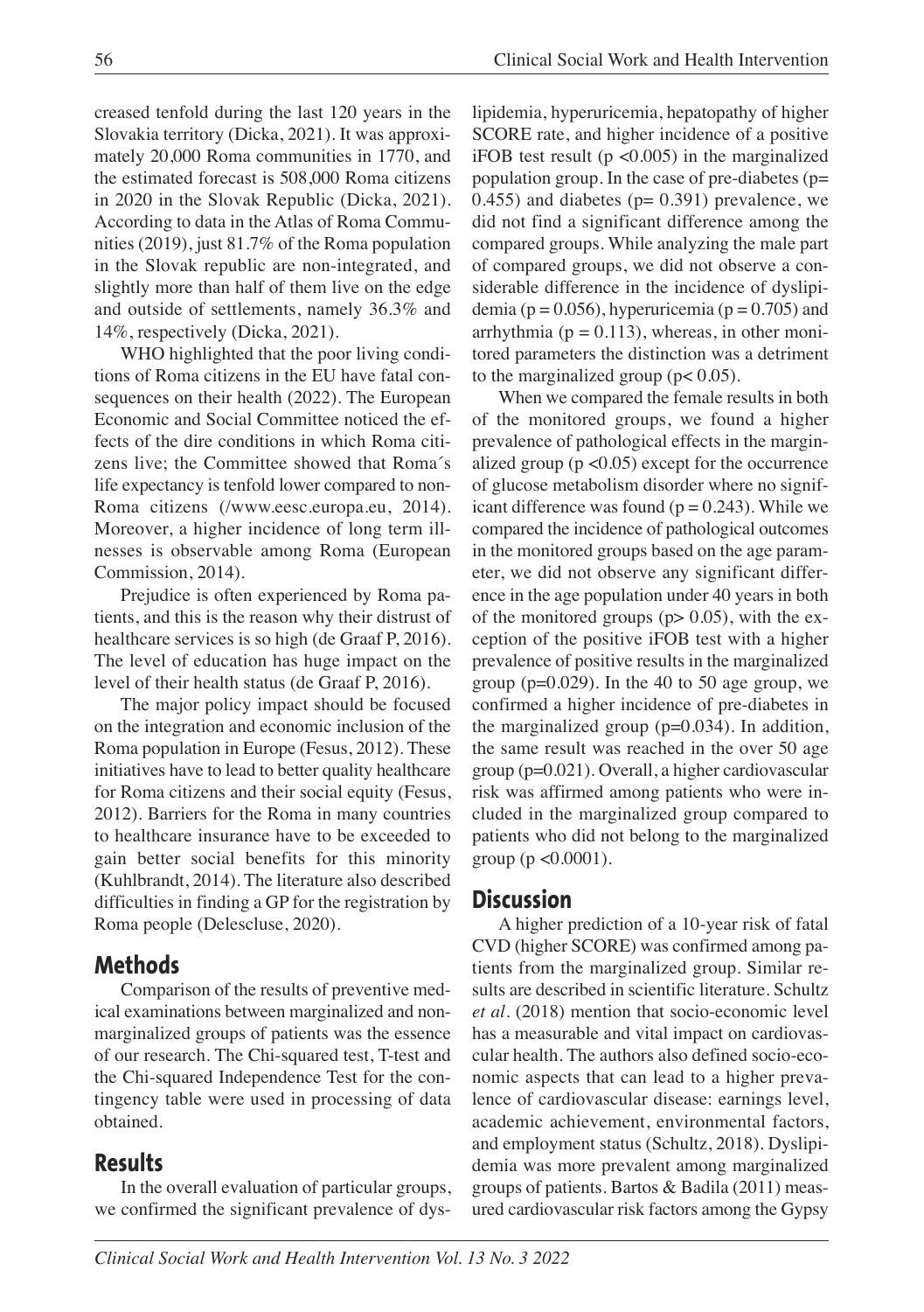creased tenfold during the last 120 years in the Slovakia territory (Dicka, 2021). It was approximately 20,000 Roma communities in 1770, and the estimated forecast is 508,000 Roma citizens in 2020 in the Slovak Republic (Dicka, 2021). According to data in the Atlas of Roma Communities (2019), just 81.7% of the Roma population in the Slovak republic are non-integrated, and slightly more than half of them live on the edge and outside of settlements, namely 36.3% and 14%, respectively (Dicka, 2021).

WHO highlighted that the poor living conditions of Roma citizens in the EU have fatal consequences on their health (2022). The European Economic and Social Committee noticed the effects of the dire conditions in which Roma citizens live; the Committee showed that Roma´s life expectancy is tenfold lower compared to non-Roma citizens (/www.eesc.europa.eu, 2014). Moreover, a higher incidence of long term illnesses is observable among Roma (European Commission, 2014).

Prejudice is often experienced by Roma patients, and this is the reason why their distrust of healthcare services is so high (de Graaf P, 2016). The level of education has huge impact on the level of their health status (de Graaf P, 2016).

The major policy impact should be focused on the integration and economic inclusion of the Roma population in Europe (Fesus, 2012). These initiatives have to lead to better quality healthcare for Roma citizens and their social equity (Fesus, 2012). Barriers for the Roma in many countries to healthcare insurance have to be exceeded to gain better social benefits for this minority (Kuhlbrandt, 2014). The literature also described difficulties in finding a GP for the registration by Roma people (Delescluse, 2020).

## Methods

Comparison of the results of preventive medical examinations between marginalized and non-marginalized groups of patients was the essence of our research. The Chi-squared test, T-test and the Chi-squared Independence Test for the contingency table were used in processing of data obtained.

## Results

In the overall evaluation of particular groups, we confirmed the significant prevalence of dyslipidemia, hyperuricemia, hepatopathy of higher SCORE rate, and higher incidence of a positive iFOB test result ($p < 0.005$) in the marginalized population group. In the case of pre-diabetes ($p = 0.455$) and diabetes ($p = 0.391$) prevalence, we did not find a significant difference among the compared groups. While analyzing the male part of compared groups, we did not observe a considerable difference in the incidence of dyslipidemia ($p = 0.056$), hyperuricemia ($p = 0.705$) and arrhythmia ($p = 0.113$), whereas, in other monitored parameters the distinction was a detriment to the marginalized group ($p < 0.05$).

When we compared the female results in both of the monitored groups, we found a higher prevalence of pathological effects in the marginalized group ($p < 0.05$) except for the occurrence of glucose metabolism disorder where no significant difference was found ($p = 0.243$). While we compared the incidence of pathological outcomes in the monitored groups based on the age parameter, we did not observe any significant difference in the age population under 40 years in both of the monitored groups ($p > 0.05$), with the exception of the positive iFOB test with a higher prevalence of positive results in the marginalized group ($p = 0.029$). In the 40 to 50 age group, we confirmed a higher incidence of pre-diabetes in the marginalized group ($p = 0.034$). In addition, the same result was reached in the over 50 age group ($p = 0.021$). Overall, a higher cardiovascular risk was affirmed among patients who were included in the marginalized group compared to patients who did not belong to the marginalized group ($p < 0.0001$).

## Discussion

A higher prediction of a 10-year risk of fatal CVD (higher SCORE) was confirmed among patients from the marginalized group. Similar results are described in scientific literature. Schultz *et al.* (2018) mention that socio-economic level has a measurable and vital impact on cardiovascular health. The authors also defined socio-economic aspects that can lead to a higher prevalence of cardiovascular disease: earnings level, academic achievement, environmental factors, and employment status (Schultz, 2018). Dyslipidemia was more prevalent among marginalized groups of patients. Bartos & Badila (2011) measured cardiovascular risk factors among the Gypsy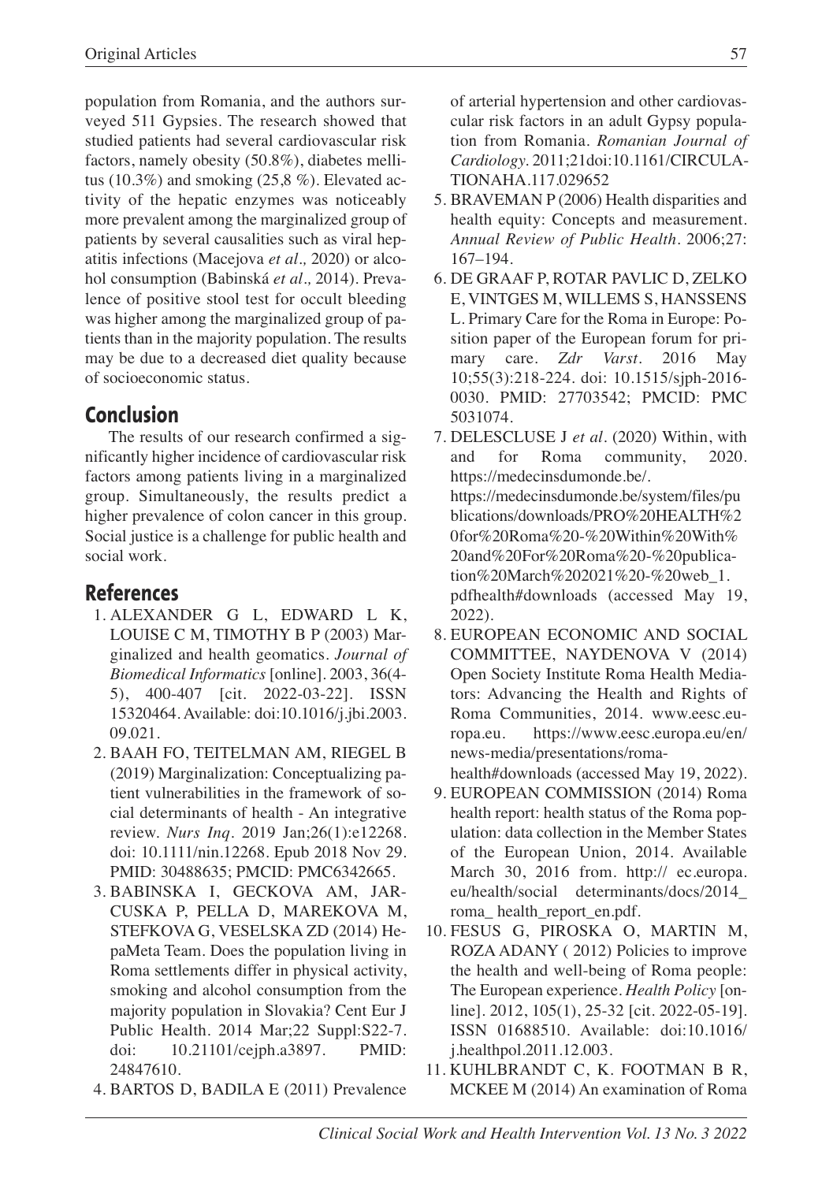population from Romania, and the authors surveyed 511 Gypsies. The research showed that studied patients had several cardiovascular risk factors, namely obesity (50.8%), diabetes mellitus (10.3%) and smoking (25,8 %). Elevated activity of the hepatic enzymes was noticeably more prevalent among the marginalized group of patients by several causalities such as viral hepatitis infections (Macejova *et al.,* 2020) or alcohol consumption (Babinská *et al.,* 2014). Prevalence of positive stool test for occult bleeding was higher among the marginalized group of patients than in the majority population. The results may be due to a decreased diet quality because of socioeconomic status.

## Conclusion

The results of our research confirmed a significantly higher incidence of cardiovascular risk factors among patients living in a marginalized group. Simultaneously, the results predict a higher prevalence of colon cancer in this group. Social justice is a challenge for public health and social work.

## References

1. ALEXANDER G L, EDWARD L K, LOUISE C M, TIMOTHY B P (2003) Marginalized and health geomatics. *Journal of Biomedical Informatics* [online]. 2003, 36(4-5), 400-407 [cit. 2022-03-22]. ISSN 15320464. Available: doi:10.1016/j.jbi.2003.09.021.
2. BAAH FO, TEITELMAN AM, RIEGEL B (2019) Marginalization: Conceptualizing patient vulnerabilities in the framework of social determinants of health - An integrative review. *Nurs Inq*. 2019 Jan;26(1):e12268. doi: 10.1111/nin.12268. Epub 2018 Nov 29. PMID: 30488635; PMCID: PMC6342665.
3. BABINSKA I, GECKOVA AM, JARCUSKA P, PELLA D, MAREKOVA M, STEFKOVA G, VESELSKA ZD (2014) HepaMeta Team. Does the population living in Roma settlements differ in physical activity, smoking and alcohol consumption from the majority population in Slovakia? Cent Eur J Public Health. 2014 Mar;22 Suppl:S22-7. doi: 10.21101/cejph.a3897. PMID: 24847610.
4. BARTOS D, BADILA E (2011) Prevalence of arterial hypertension and other cardiovascular risk factors in an adult Gypsy population from Romania. *Romanian Journal of Cardiology*. 2011;21doi:10.1161/CIRCULATIONAHA.117.029652
5. BRAVEMAN P (2006) Health disparities and health equity: Concepts and measurement. *Annual Review of Public Health*. 2006;27: 167–194.
6. DE GRAAF P, ROTAR PAVLIC D, ZELKO E, VINTGES M, WILLEMS S, HANSSENS L. Primary Care for the Roma in Europe: Position paper of the European forum for primary care. *Zdr Varst*. 2016 May 10;55(3):218-224. doi: 10.1515/sjph-2016-0030. PMID: 27703542; PMCID: PMC 5031074.
7. DELESCLUSE J *et al*. (2020) Within, with and for Roma community, 2020. https://medecinsdumonde.be/. https://medecinsdumonde.be/system/files/publications/downloads/PRO%20HEALTH%20for%20Roma%20-%20Within%20With%20and%20For%20Roma%20-%20publication%20March%202021%20-%20web_1.pdfhealth#downloads (accessed May 19, 2022).
8. EUROPEAN ECONOMIC AND SOCIAL COMMITTEE, NAYDENOVA V (2014) Open Society Institute Roma Health Mediators: Advancing the Health and Rights of Roma Communities, 2014. www.eesc.europa.eu. https://www.eesc.europa.eu/en/news-media/presentations/roma-health#downloads (accessed May 19, 2022).
9. EUROPEAN COMMISSION (2014) Roma health report: health status of the Roma population: data collection in the Member States of the European Union, 2014. Available March 30, 2016 from. http:// ec.europa.eu/health/social determinants/docs/2014_roma_ health_report_en.pdf.
10. FESUS G, PIROSKA O, MARTIN M, ROZA ADANY ( 2012) Policies to improve the health and well-being of Roma people: The European experience. *Health Policy* [online]. 2012, 105(1), 25-32 [cit. 2022-05-19]. ISSN 01688510. Available: doi:10.1016/j.healthpol.2011.12.003.
11. KUHLBRANDT C, K. FOOTMAN B R, MCKEE M (2014) An examination of Roma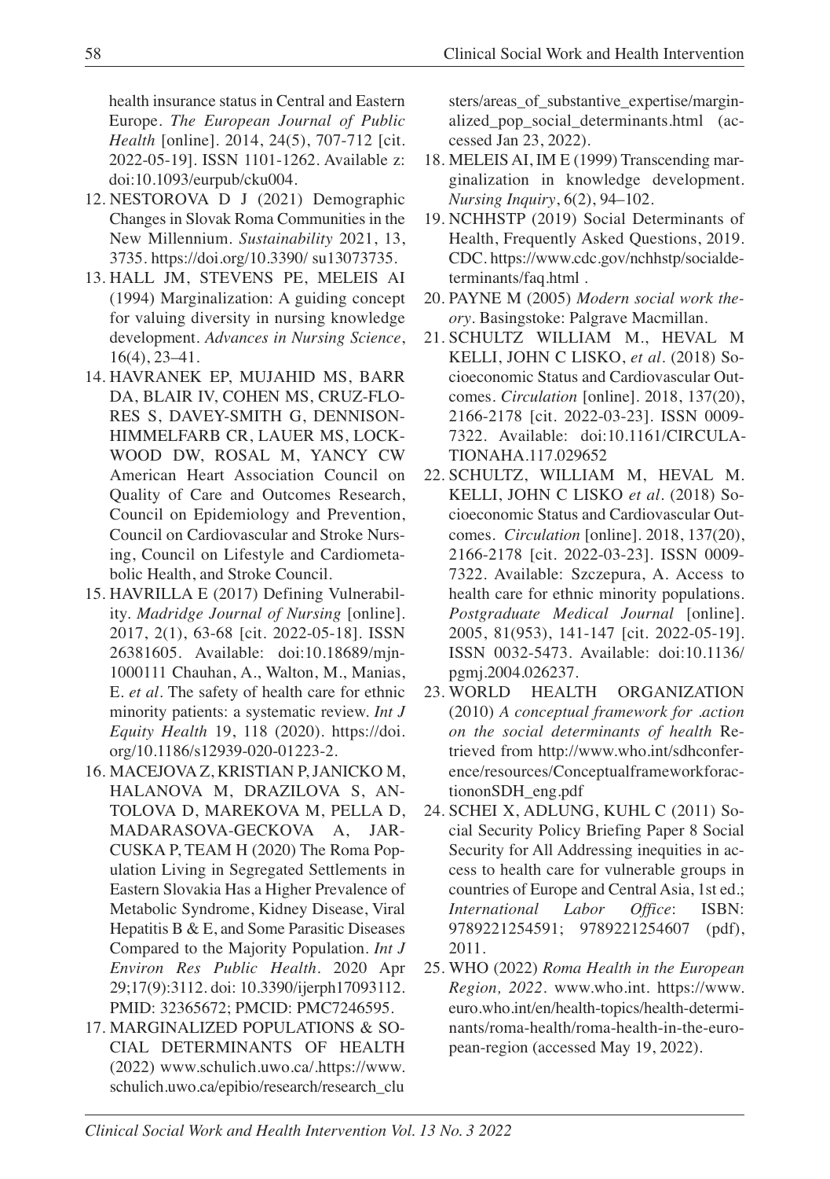health insurance status in Central and Eastern Europe. *The European Journal of Public Health* [online]. 2014, 24(5), 707-712 [cit. 2022-05-19]. ISSN 1101-1262. Available z: doi:10.1093/eurpub/cku004.

12. NESTOROVA D J (2021) Demographic Changes in Slovak Roma Communities in the New Millennium. *Sustainability* 2021, 13, 3735. https://doi.org/10.3390/ su13073735.
13. HALL JM, STEVENS PE, MELEIS AI (1994) Marginalization: A guiding concept for valuing diversity in nursing knowledge development. *Advances in Nursing Science*, 16(4), 23–41.
14. HAVRANEK EP, MUJAHID MS, BARR DA, BLAIR IV, COHEN MS, CRUZ-FLORES S, DAVEY-SMITH G, DENNISON-HIMMELFARB CR, LAUER MS, LOCKWOOD DW, ROSAL M, YANCY CW American Heart Association Council on Quality of Care and Outcomes Research, Council on Epidemiology and Prevention, Council on Cardiovascular and Stroke Nursing, Council on Lifestyle and Cardiometabolic Health, and Stroke Council.
15. HAVRILLA E (2017) Defining Vulnerability. *Madridge Journal of Nursing* [online]. 2017, 2(1), 63-68 [cit. 2022-05-18]. ISSN 26381605. Available: doi:10.18689/mjn-1000111 Chauhan, A., Walton, M., Manias, E. *et al*. The safety of health care for ethnic minority patients: a systematic review. *Int J Equity Health* 19, 118 (2020). https://doi.org/10.1186/s12939-020-01223-2.
16. MACEJOVA Z, KRISTIAN P, JANICKO M, HALANOVA M, DRAZILOVA S, ANTOLOVA D, MAREKOVA M, PELLA D, MADARASOVA-GECKOVA A, JARCUSKA P, TEAM H (2020) The Roma Population Living in Segregated Settlements in Eastern Slovakia Has a Higher Prevalence of Metabolic Syndrome, Kidney Disease, Viral Hepatitis B & E, and Some Parasitic Diseases Compared to the Majority Population. *Int J Environ Res Public Health*. 2020 Apr 29;17(9):3112. doi: 10.3390/ijerph17093112. PMID: 32365672; PMCID: PMC7246595.
17. MARGINALIZED POPULATIONS & SOCIAL DETERMINANTS OF HEALTH (2022) www.schulich.uwo.ca/.https://www.schulich.uwo.ca/epibio/research/research_clusters/areas_of_substantive_expertise/marginalized_pop_social_determinants.html (accessed Jan 23, 2022).
18. MELEIS AI, IM E (1999) Transcending marginalization in knowledge development. *Nursing Inquiry*, 6(2), 94–102.
19. NCHHSTP (2019) Social Determinants of Health, Frequently Asked Questions, 2019. CDC. https://www.cdc.gov/nchhstp/socialdeterminants/faq.html .
20. PAYNE M (2005) *Modern social work theory*. Basingstoke: Palgrave Macmillan.
21. SCHULTZ WILLIAM M., HEVAL M KELLI, JOHN C LISKO, *et al*. (2018) Socioeconomic Status and Cardiovascular Outcomes. *Circulation* [online]. 2018, 137(20), 2166-2178 [cit. 2022-03-23]. ISSN 0009-7322. Available: doi:10.1161/CIRCULATIONAHA.117.029652
22. SCHULTZ, WILLIAM M, HEVAL M. KELLI, JOHN C LISKO *et al*. (2018) Socioeconomic Status and Cardiovascular Outcomes. *Circulation* [online]. 2018, 137(20), 2166-2178 [cit. 2022-03-23]. ISSN 0009-7322. Available: Szczepura, A. Access to health care for ethnic minority populations. *Postgraduate Medical Journal* [online]. 2005, 81(953), 141-147 [cit. 2022-05-19]. ISSN 0032-5473. Available: doi:10.1136/pgmj.2004.026237.
23. WORLD HEALTH ORGANIZATION (2010) *A conceptual framework for .action on the social determinants of health* Retrieved from http://www.who.int/sdhconference/resources/ConceptualframeworkforactiononSDH_eng.pdf
24. SCHEI X, ADLUNG, KUHL C (2011) Social Security Policy Briefing Paper 8 Social Security for All Addressing inequities in access to health care for vulnerable groups in countries of Europe and Central Asia, 1st ed.; *International Labor Office*: ISBN: 9789221254591; 9789221254607 (pdf), 2011.
25. WHO (2022) *Roma Health in the European Region, 2022*. www.who.int. https://www.euro.who.int/en/health-topics/health-determinants/roma-health/roma-health-in-the-european-region (accessed May 19, 2022).